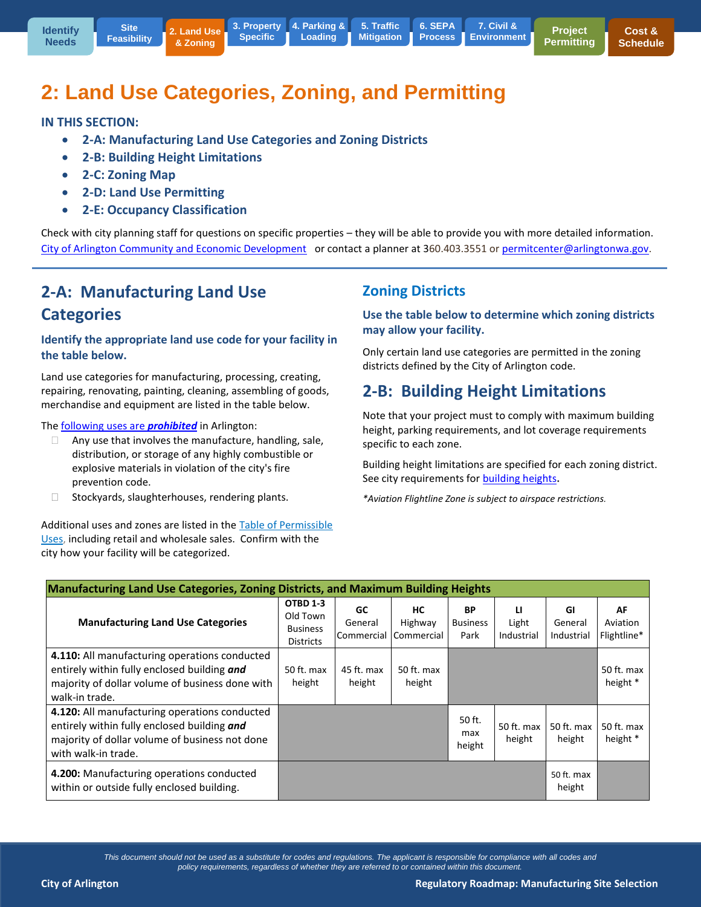Identify Needs | Site Feasibility | 2. Land Use & Zoning | 3. Property Specific | 4. Parking & Loading | 5. Traffic Mitigation | 6. SEPA Process | 7. Civil & Environment | Project Permitting | Cost & Schedule

# 2: Land Use Categories, Zoning, and Permitting

**IN THIS SECTION:**

- **2-A: Manufacturing Land Use Categories and Zoning Districts**
- **2-B: Building Height Limitations**
- **2-C: Zoning Map**
- **2-D: Land Use Permitting**
- **2-E: Occupancy Classification**

Check with city planning staff for questions on specific properties – they will be able to provide you with more detailed information. City of Arlington Community and Economic Development or contact a planner at 360.403.3551 or permitcenter@arlingtonwa.gov.

## 2-A: Manufacturing Land Use Categories

### Identify the appropriate land use code for your facility in the table below.

Land use categories for manufacturing, processing, creating, repairing, renovating, painting, cleaning, assembling of goods, merchandise and equipment are listed in the table below.

The following uses are ***prohibited*** in Arlington:

- Any use that involves the manufacture, handling, sale, distribution, or storage of any highly combustible or explosive materials in violation of the city's fire prevention code.
- Stockyards, slaughterhouses, rendering plants.

Additional uses and zones are listed in the Table of Permissible Uses, including retail and wholesale sales. Confirm with the city how your facility will be categorized.

## Zoning Districts

### Use the table below to determine which zoning districts may allow your facility.

Only certain land use categories are permitted in the zoning districts defined by the City of Arlington code.

## 2-B: Building Height Limitations

Note that your project must to comply with maximum building height, parking requirements, and lot coverage requirements specific to each zone.

Building height limitations are specified for each zoning district. See city requirements for building heights.

*\*Aviation Flightline Zone is subject to airspace restrictions.*

**Manufacturing Land Use Categories, Zoning Districts, and Maximum Building Heights**

| Manufacturing Land Use Categories | **OTBD 1-3** Old Town Business Districts | **GC** General Commercial | **HC** Highway Commercial | **BP** Business Park | **LI** Light Industrial | **GI** General Industrial | **AF** Aviation Flightline* |
|---|---|---|---|---|---|---|---|
| **4.110:** All manufacturing operations conducted entirely within fully enclosed building ***and*** majority of dollar volume of business done with walk-in trade. | 50 ft. max height | 45 ft. max height | 50 ft. max height | | | | 50 ft. max height * |
| **4.120:** All manufacturing operations conducted entirely within fully enclosed building ***and*** majority of dollar volume of business not done with walk-in trade. | | | | 50 ft. max height | 50 ft. max height | 50 ft. max height | 50 ft. max height * |
| **4.200:** Manufacturing operations conducted within or outside fully enclosed building. | | | | | | 50 ft. max height | |

*This document should not be used as a substitute for codes and regulations. The applicant is responsible for compliance with all codes and policy requirements, regardless of whether they are referred to or contained within this document.*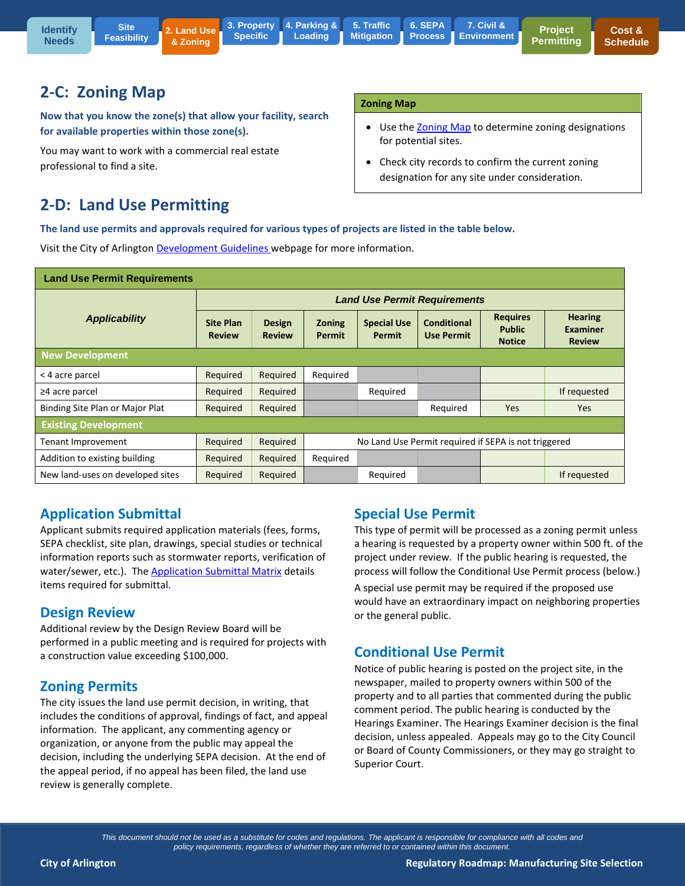## 2-C: Zoning Map

**Now that you know the zone(s) that allow your facility, search for available properties within those zone(s).**

You may want to work with a commercial real estate professional to find a site.

**Zoning Map**

- Use the Zoning Map to determine zoning designations for potential sites.
- Check city records to confirm the current zoning designation for any site under consideration.

## 2-D: Land Use Permitting

**The land use permits and approvals required for various types of projects are listed in the table below.**

Visit the City of Arlington Development Guidelines webpage for more information.

**Land Use Permit Requirements**

| *Applicability* | *Land Use Permit Requirements* | | | | | | |
|---|---|---|---|---|---|---|---|
| | Site Plan Review | Design Review | Zoning Permit | Special Use Permit | Conditional Use Permit | Requires Public Notice | Hearing Examiner Review |
| **New Development** | | | | | | | |
| < 4 acre parcel | Required | Required | Required | | | | |
| ≥4 acre parcel | Required | Required | | Required | | | If requested |
| Binding Site Plan or Major Plat | Required | Required | | | Required | Yes | Yes |
| **Existing Development** | | | | | | | |
| Tenant Improvement | Required | Required | No Land Use Permit required if SEPA is not triggered | | | | |
| Addition to existing building | Required | Required | Required | | | | |
| New land-uses on developed sites | Required | Required | | Required | | | If requested |

### Application Submittal

Applicant submits required application materials (fees, forms, SEPA checklist, site plan, drawings, special studies or technical information reports such as stormwater reports, verification of water/sewer, etc.). The Application Submittal Matrix details items required for submittal.

### Design Review

Additional review by the Design Review Board will be performed in a public meeting and is required for projects with a construction value exceeding $100,000.

### Zoning Permits

The city issues the land use permit decision, in writing, that includes the conditions of approval, findings of fact, and appeal information. The applicant, any commenting agency or organization, or anyone from the public may appeal the decision, including the underlying SEPA decision. At the end of the appeal period, if no appeal has been filed, the land use review is generally complete.

### Special Use Permit

This type of permit will be processed as a zoning permit unless a hearing is requested by a property owner within 500 ft. of the project under review. If the public hearing is requested, the process will follow the Conditional Use Permit process (below.)

A special use permit may be required if the proposed use would have an extraordinary impact on neighboring properties or the general public.

### Conditional Use Permit

Notice of public hearing is posted on the project site, in the newspaper, mailed to property owners within 500 of the property and to all parties that commented during the public comment period. The public hearing is conducted by the Hearings Examiner. The Hearings Examiner decision is the final decision, unless appealed. Appeals may go to the City Council or Board of County Commissioners, or they may go straight to Superior Court.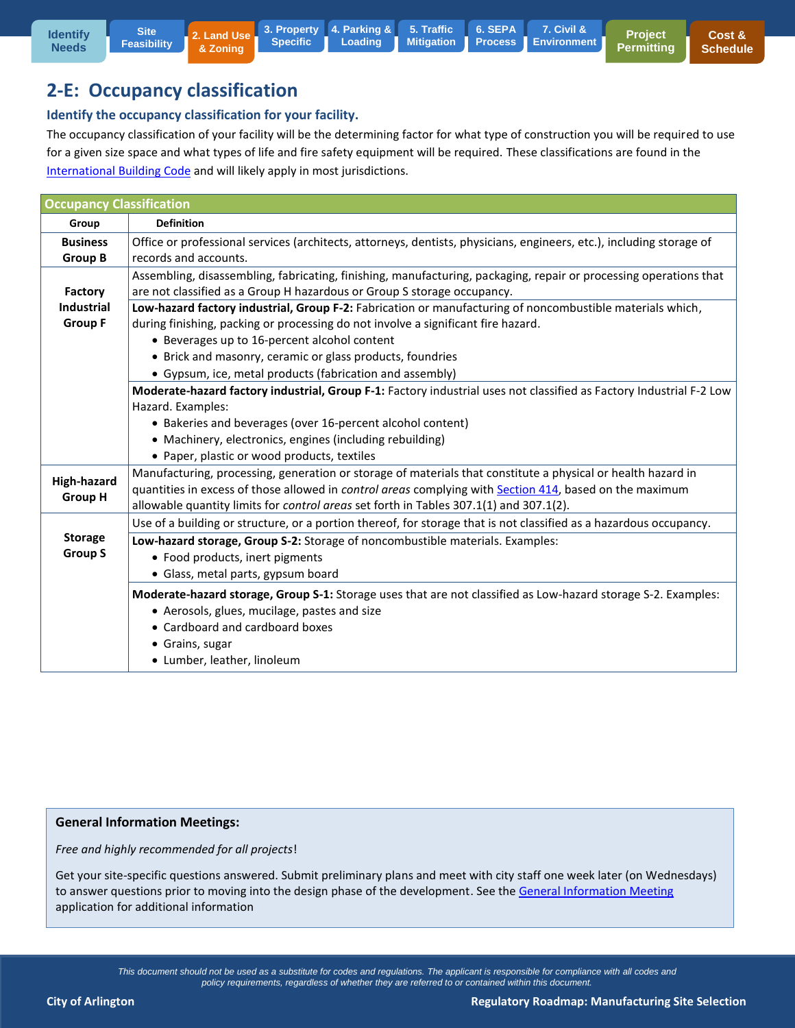## 2-E: Occupancy classification

### Identify the occupancy classification for your facility.

The occupancy classification of your facility will be the determining factor for what type of construction you will be required to use for a given size space and what types of life and fire safety equipment will be required. These classifications are found in the International Building Code and will likely apply in most jurisdictions.

| Occupancy Classification | |
|---|---|
| **Group** | **Definition** |
| **Business Group B** | Office or professional services (architects, attorneys, dentists, physicians, engineers, etc.), including storage of records and accounts. |
| **Factory Industrial Group F** | Assembling, disassembling, fabricating, finishing, manufacturing, packaging, repair or processing operations that are not classified as a Group H hazardous or Group S storage occupancy. |
| | **Low-hazard factory industrial, Group F-2:** Fabrication or manufacturing of noncombustible materials which, during finishing, packing or processing do not involve a significant fire hazard.<br>• Beverages up to 16-percent alcohol content<br>• Brick and masonry, ceramic or glass products, foundries<br>• Gypsum, ice, metal products (fabrication and assembly) |
| | **Moderate-hazard factory industrial, Group F-1:** Factory industrial uses not classified as Factory Industrial F-2 Low Hazard. Examples:<br>• Bakeries and beverages (over 16-percent alcohol content)<br>• Machinery, electronics, engines (including rebuilding)<br>• Paper, plastic or wood products, textiles |
| **High-hazard Group H** | Manufacturing, processing, generation or storage of materials that constitute a physical or health hazard in quantities in excess of those allowed in *control areas* complying with Section 414, based on the maximum allowable quantity limits for *control areas* set forth in Tables 307.1(1) and 307.1(2). |
| **Storage Group S** | Use of a building or structure, or a portion thereof, for storage that is not classified as a hazardous occupancy. |
| | **Low-hazard storage, Group S-2:** Storage of noncombustible materials. Examples:<br>• Food products, inert pigments<br>• Glass, metal parts, gypsum board |
| | **Moderate-hazard storage, Group S-1:** Storage uses that are not classified as Low-hazard storage S-2. Examples:<br>• Aerosols, glues, mucilage, pastes and size<br>• Cardboard and cardboard boxes<br>• Grains, sugar<br>• Lumber, leather, linoleum |

**General Information Meetings:**

*Free and highly recommended for all projects*!

Get your site-specific questions answered. Submit preliminary plans and meet with city staff one week later (on Wednesdays) to answer questions prior to moving into the design phase of the development. See the General Information Meeting application for additional information